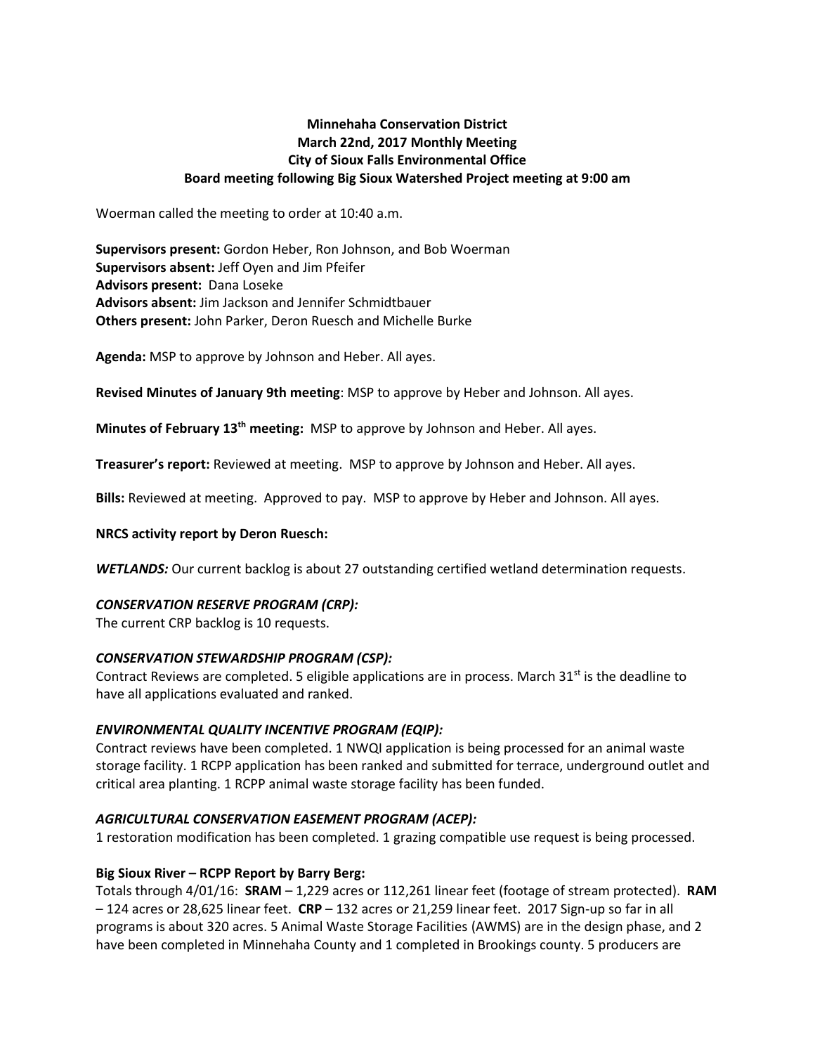**Minnehaha Conservation District**
**March 22nd, 2017 Monthly Meeting**
**City of Sioux Falls Environmental Office**
**Board meeting following Big Sioux Watershed Project meeting at 9:00 am**

Woerman called the meeting to order at 10:40 a.m.

**Supervisors present:** Gordon Heber, Ron Johnson, and Bob Woerman
**Supervisors absent:** Jeff Oyen and Jim Pfeifer
**Advisors present:** Dana Loseke
**Advisors absent:** Jim Jackson and Jennifer Schmidtbauer
**Others present:** John Parker, Deron Ruesch and Michelle Burke

**Agenda:** MSP to approve by Johnson and Heber. All ayes.

**Revised Minutes of January 9th meeting**: MSP to approve by Heber and Johnson. All ayes.

**Minutes of February 13th meeting:** MSP to approve by Johnson and Heber. All ayes.

**Treasurer's report:** Reviewed at meeting. MSP to approve by Johnson and Heber. All ayes.

**Bills:** Reviewed at meeting. Approved to pay. MSP to approve by Heber and Johnson. All ayes.

**NRCS activity report by Deron Ruesch:**

***WETLANDS:*** Our current backlog is about 27 outstanding certified wetland determination requests.

***CONSERVATION RESERVE PROGRAM (CRP):***
The current CRP backlog is 10 requests.

***CONSERVATION STEWARDSHIP PROGRAM (CSP):***
Contract Reviews are completed. 5 eligible applications are in process. March 31st is the deadline to have all applications evaluated and ranked.

***ENVIRONMENTAL QUALITY INCENTIVE PROGRAM (EQIP):***
Contract reviews have been completed. 1 NWQI application is being processed for an animal waste storage facility. 1 RCPP application has been ranked and submitted for terrace, underground outlet and critical area planting. 1 RCPP animal waste storage facility has been funded.

***AGRICULTURAL CONSERVATION EASEMENT PROGRAM (ACEP):***
1 restoration modification has been completed. 1 grazing compatible use request is being processed.

**Big Sioux River – RCPP Report by Barry Berg:**
Totals through 4/01/16: **SRAM** – 1,229 acres or 112,261 linear feet (footage of stream protected). **RAM** – 124 acres or 28,625 linear feet. **CRP** – 132 acres or 21,259 linear feet. 2017 Sign-up so far in all programs is about 320 acres. 5 Animal Waste Storage Facilities (AWMS) are in the design phase, and 2 have been completed in Minnehaha County and 1 completed in Brookings county. 5 producers are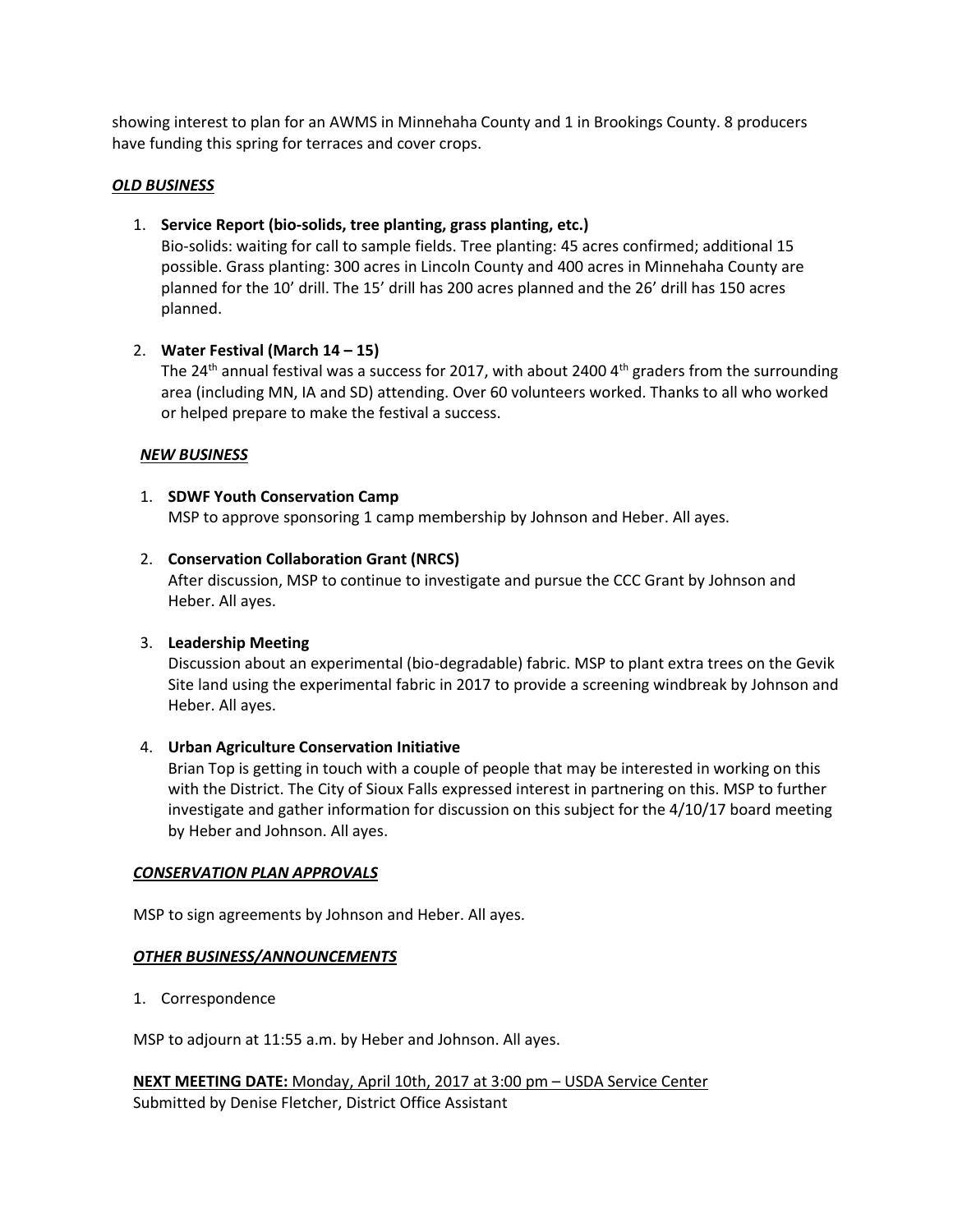showing interest to plan for an AWMS in Minnehaha County and 1 in Brookings County. 8 producers have funding this spring for terraces and cover crops.

***OLD BUSINESS***

1. **Service Report (bio-solids, tree planting, grass planting, etc.)**
   Bio-solids: waiting for call to sample fields. Tree planting: 45 acres confirmed; additional 15 possible. Grass planting: 300 acres in Lincoln County and 400 acres in Minnehaha County are planned for the 10' drill. The 15' drill has 200 acres planned and the 26' drill has 150 acres planned.

2. **Water Festival (March 14 – 15)**
   The 24th annual festival was a success for 2017, with about 2400 4th graders from the surrounding area (including MN, IA and SD) attending. Over 60 volunteers worked. Thanks to all who worked or helped prepare to make the festival a success.

***NEW BUSINESS***

1. **SDWF Youth Conservation Camp**
   MSP to approve sponsoring 1 camp membership by Johnson and Heber. All ayes.

2. **Conservation Collaboration Grant (NRCS)**
   After discussion, MSP to continue to investigate and pursue the CCC Grant by Johnson and Heber. All ayes.

3. **Leadership Meeting**
   Discussion about an experimental (bio-degradable) fabric. MSP to plant extra trees on the Gevik Site land using the experimental fabric in 2017 to provide a screening windbreak by Johnson and Heber. All ayes.

4. **Urban Agriculture Conservation Initiative**
   Brian Top is getting in touch with a couple of people that may be interested in working on this with the District. The City of Sioux Falls expressed interest in partnering on this. MSP to further investigate and gather information for discussion on this subject for the 4/10/17 board meeting by Heber and Johnson. All ayes.

***CONSERVATION PLAN APPROVALS***

MSP to sign agreements by Johnson and Heber. All ayes.

***OTHER BUSINESS/ANNOUNCEMENTS***

1. Correspondence

MSP to adjourn at 11:55 a.m. by Heber and Johnson. All ayes.

**NEXT MEETING DATE:** Monday, April 10th, 2017 at 3:00 pm – USDA Service Center
Submitted by Denise Fletcher, District Office Assistant